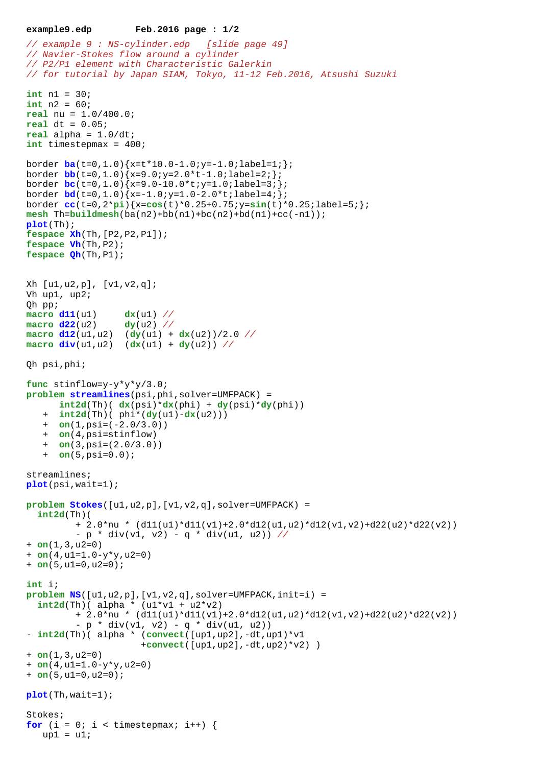```
// example 9 : NS-cylinder.edp   [slide page 49]
// Navier-Stokes flow around a cylinder
// P2/P1 element with Characteristic Galerkin
// for tutorial by Japan SIAM, Tokyo, 11-12 Feb.2016, Atsushi Suzuki

int n1 = 30;
int n2 = 60;
real nu = 1.0/400.0;
real dt = 0.05;
real alpha = 1.0/dt;
int timestepmax = 400;

border ba(t=0,1.0){x=t*10.0-1.0;y=-1.0;label=1;};
border bb(t=0,1.0){x=9.0;y=2.0*t-1.0;label=2;};
border bc(t=0,1.0){x=9.0-10.0*t;y=1.0;label=3;};
border bd(t=0,1.0){x=-1.0;y=1.0-2.0*t;label=4;};
border cc(t=0,2*pi){x=cos(t)*0.25+0.75;y=sin(t)*0.25;label=5;};
mesh Th=buildmesh(ba(n2)+bb(n1)+bc(n2)+bd(n1)+cc(-n1));
plot(Th);
fespace Xh(Th,[P2,P2,P1]);
fespace Vh(Th,P2);
fespace Qh(Th,P1);


Xh [u1,u2,p], [v1,v2,q];
Vh up1, up2;
Qh pp;
macro d11(u1)     dx(u1) //
macro d22(u2)     dy(u2) //
macro d12(u1,u2)  (dy(u1) + dx(u2))/2.0 //
macro div(u1,u2)  (dx(u1) + dy(u2)) //

Qh psi,phi;

func stinflow=y-y*y*y/3.0;
problem streamlines(psi,phi,solver=UMFPACK) =
      int2d(Th)( dx(psi)*dx(phi) + dy(psi)*dy(phi))
   +  int2d(Th)( phi*(dy(u1)-dx(u2)))
   +  on(1,psi=(-2.0/3.0))
   +  on(4,psi=stinflow)
   +  on(3,psi=(2.0/3.0))
   +  on(5,psi=0.0);

streamlines;
plot(psi,wait=1);

problem Stokes([u1,u2,p],[v1,v2,q],solver=UMFPACK) =
  int2d(Th)(
         + 2.0*nu * (d11(u1)*d11(v1)+2.0*d12(u1,u2)*d12(v1,v2)+d22(u2)*d22(v2))
         - p * div(v1, v2) - q * div(u1, u2)) //
+ on(1,3,u2=0)
+ on(4,u1=1.0-y*y,u2=0)
+ on(5,u1=0,u2=0);

int i;
problem NS([u1,u2,p],[v1,v2,q],solver=UMFPACK,init=i) =
  int2d(Th)( alpha * (u1*v1 + u2*v2)
         + 2.0*nu * (d11(u1)*d11(v1)+2.0*d12(u1,u2)*d12(v1,v2)+d22(u2)*d22(v2))
         - p * div(v1, v2) - q * div(u1, u2))
- int2d(Th)( alpha * (convect([up1,up2],-dt,up1)*v1
                     +convect([up1,up2],-dt,up2)*v2) )
+ on(1,3,u2=0)
+ on(4,u1=1.0-y*y,u2=0)
+ on(5,u1=0,u2=0);

plot(Th,wait=1);

Stokes;
for (i = 0; i < timestepmax; i++) {
   up1 = u1;
```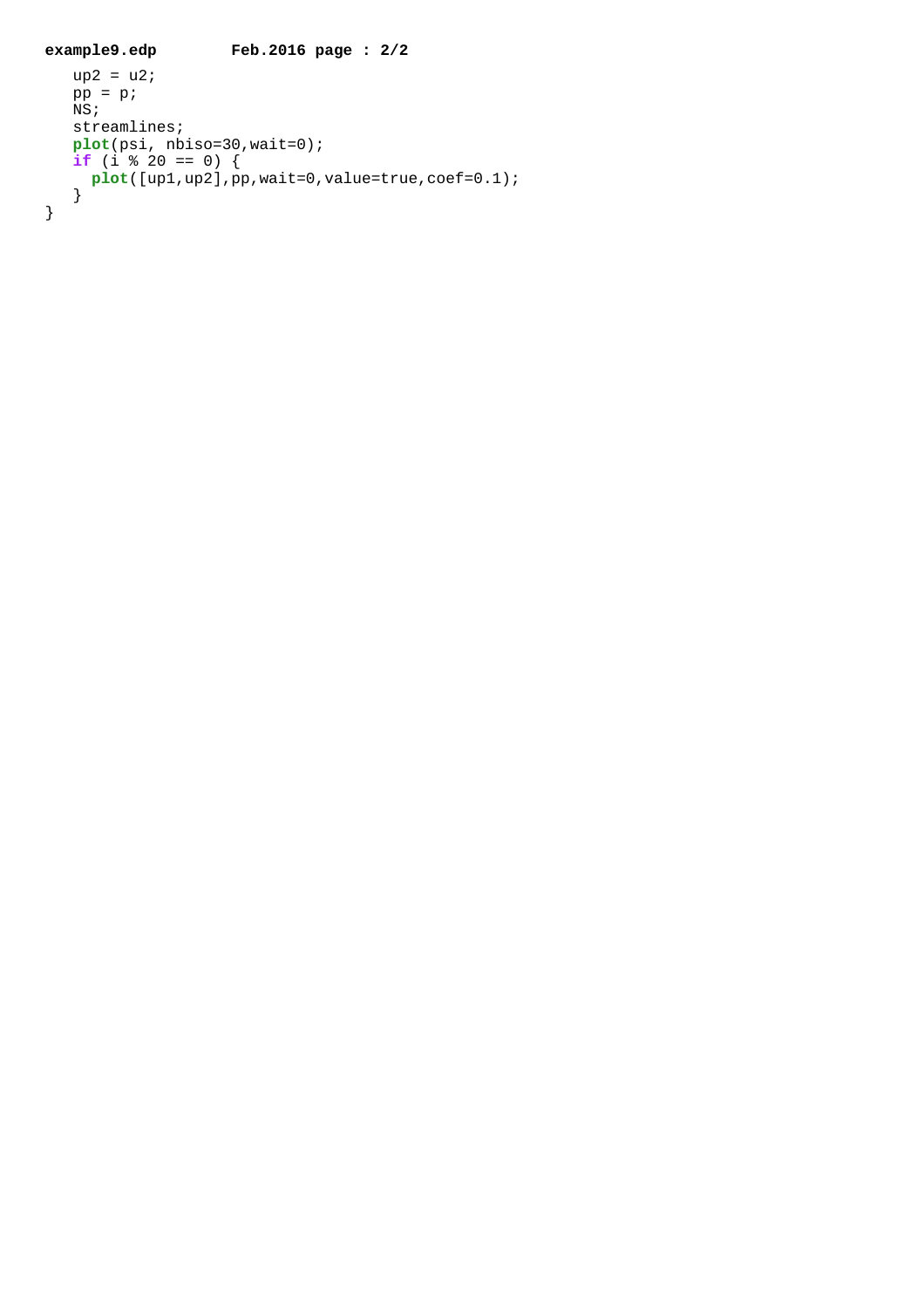```
   up2 = u2;
   pp = p;
   NS;
   streamlines;
   plot(psi, nbiso=30,wait=0);
   if (i % 20 == 0) {
     plot([up1,up2],pp,wait=0,value=true,coef=0.1);
   }
}
```